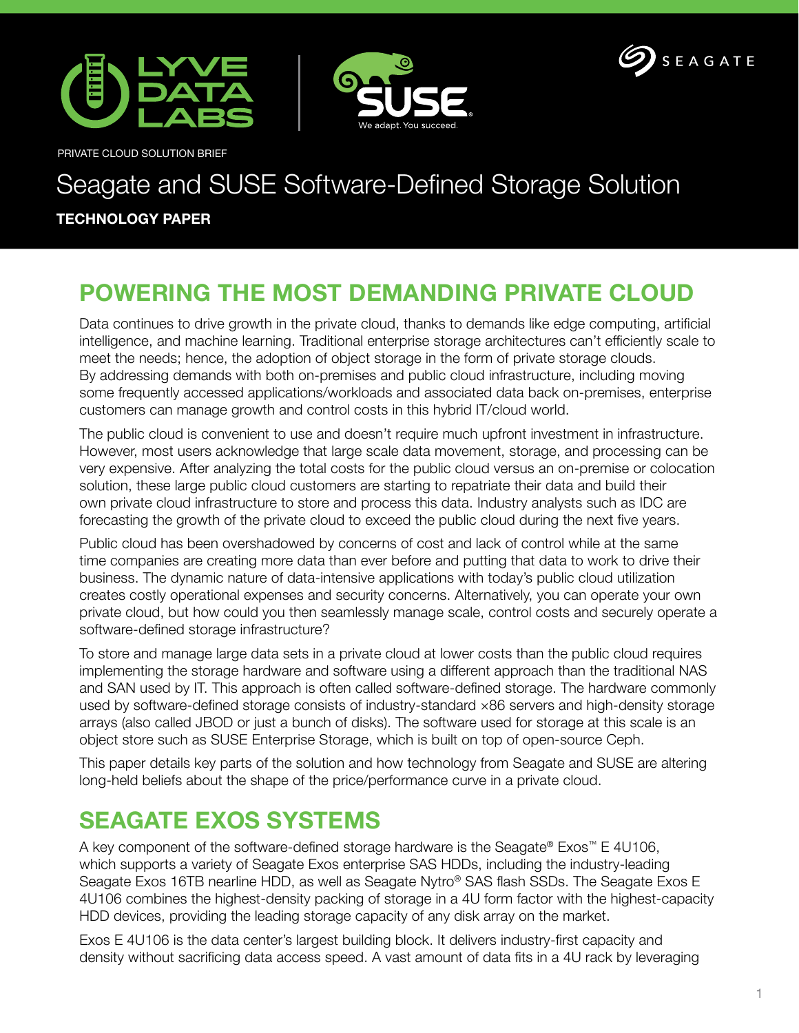PRIVATE CLOUD SOLUTION BRIEF

# Seagate and SUSE Software-Defined Storage Solution

**TECHNOLOGY PAPER**

## POWERING THE MOST DEMANDING PRIVATE CLOUD

Data continues to drive growth in the private cloud, thanks to demands like edge computing, artificial intelligence, and machine learning. Traditional enterprise storage architectures can't efficiently scale to meet the needs; hence, the adoption of object storage in the form of private storage clouds. By addressing demands with both on-premises and public cloud infrastructure, including moving some frequently accessed applications/workloads and associated data back on-premises, enterprise customers can manage growth and control costs in this hybrid IT/cloud world.

The public cloud is convenient to use and doesn't require much upfront investment in infrastructure. However, most users acknowledge that large scale data movement, storage, and processing can be very expensive. After analyzing the total costs for the public cloud versus an on-premise or colocation solution, these large public cloud customers are starting to repatriate their data and build their own private cloud infrastructure to store and process this data. Industry analysts such as IDC are forecasting the growth of the private cloud to exceed the public cloud during the next five years.

Public cloud has been overshadowed by concerns of cost and lack of control while at the same time companies are creating more data than ever before and putting that data to work to drive their business. The dynamic nature of data-intensive applications with today's public cloud utilization creates costly operational expenses and security concerns. Alternatively, you can operate your own private cloud, but how could you then seamlessly manage scale, control costs and securely operate a software-defined storage infrastructure?

To store and manage large data sets in a private cloud at lower costs than the public cloud requires implementing the storage hardware and software using a different approach than the traditional NAS and SAN used by IT. This approach is often called software-defined storage. The hardware commonly used by software-defined storage consists of industry-standard ×86 servers and high-density storage arrays (also called JBOD or just a bunch of disks). The software used for storage at this scale is an object store such as SUSE Enterprise Storage, which is built on top of open-source Ceph.

This paper details key parts of the solution and how technology from Seagate and SUSE are altering long-held beliefs about the shape of the price/performance curve in a private cloud.

## SEAGATE EXOS SYSTEMS

A key component of the software-defined storage hardware is the Seagate® Exos™ E 4U106, which supports a variety of Seagate Exos enterprise SAS HDDs, including the industry-leading Seagate Exos 16TB nearline HDD, as well as Seagate Nytro® SAS flash SSDs. The Seagate Exos E 4U106 combines the highest-density packing of storage in a 4U form factor with the highest-capacity HDD devices, providing the leading storage capacity of any disk array on the market.

Exos E 4U106 is the data center's largest building block. It delivers industry-first capacity and density without sacrificing data access speed. A vast amount of data fits in a 4U rack by leveraging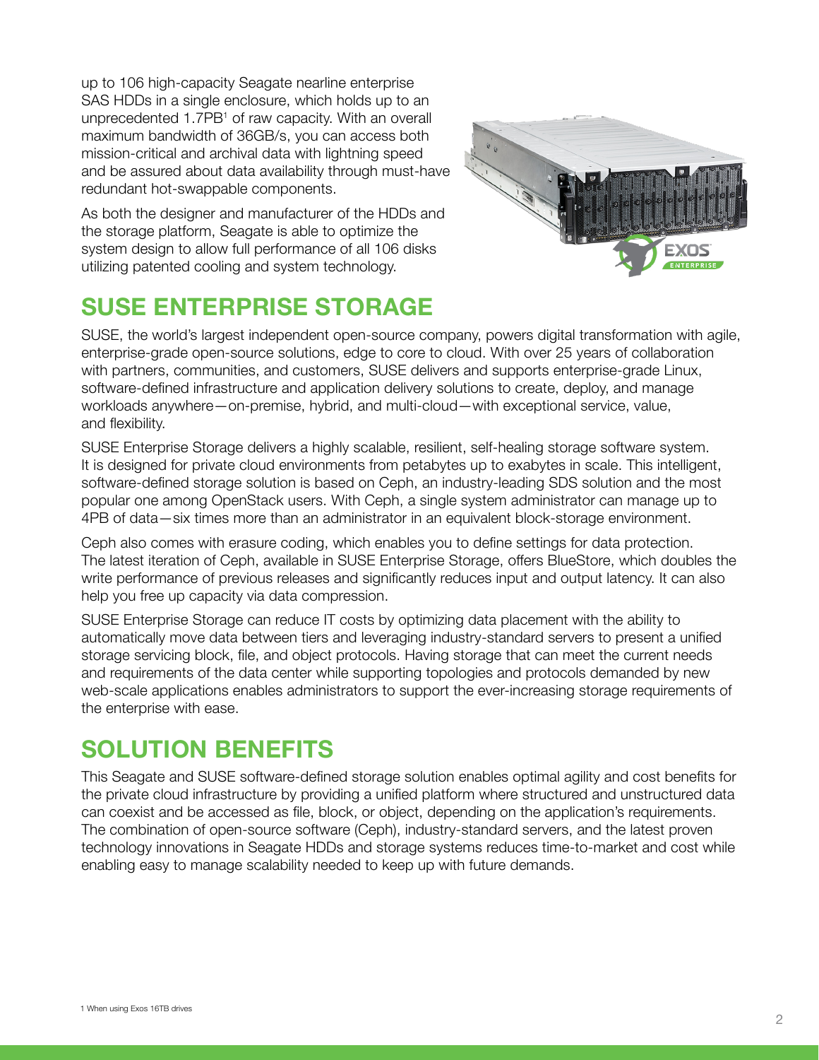up to 106 high-capacity Seagate nearline enterprise SAS HDDs in a single enclosure, which holds up to an unprecedented 1.7PB[1] of raw capacity. With an overall maximum bandwidth of 36GB/s, you can access both mission-critical and archival data with lightning speed and be assured about data availability through must-have redundant hot-swappable components.

As both the designer and manufacturer of the HDDs and the storage platform, Seagate is able to optimize the system design to allow full performance of all 106 disks utilizing patented cooling and system technology.

## SUSE ENTERPRISE STORAGE

SUSE, the world's largest independent open-source company, powers digital transformation with agile, enterprise-grade open-source solutions, edge to core to cloud. With over 25 years of collaboration with partners, communities, and customers, SUSE delivers and supports enterprise-grade Linux, software-defined infrastructure and application delivery solutions to create, deploy, and manage workloads anywhere—on-premise, hybrid, and multi-cloud—with exceptional service, value, and flexibility.

SUSE Enterprise Storage delivers a highly scalable, resilient, self-healing storage software system. It is designed for private cloud environments from petabytes up to exabytes in scale. This intelligent, software-defined storage solution is based on Ceph, an industry-leading SDS solution and the most popular one among OpenStack users. With Ceph, a single system administrator can manage up to 4PB of data—six times more than an administrator in an equivalent block-storage environment.

Ceph also comes with erasure coding, which enables you to define settings for data protection. The latest iteration of Ceph, available in SUSE Enterprise Storage, offers BlueStore, which doubles the write performance of previous releases and significantly reduces input and output latency. It can also help you free up capacity via data compression.

SUSE Enterprise Storage can reduce IT costs by optimizing data placement with the ability to automatically move data between tiers and leveraging industry-standard servers to present a unified storage servicing block, file, and object protocols. Having storage that can meet the current needs and requirements of the data center while supporting topologies and protocols demanded by new web-scale applications enables administrators to support the ever-increasing storage requirements of the enterprise with ease.

## SOLUTION BENEFITS

This Seagate and SUSE software-defined storage solution enables optimal agility and cost benefits for the private cloud infrastructure by providing a unified platform where structured and unstructured data can coexist and be accessed as file, block, or object, depending on the application's requirements. The combination of open-source software (Ceph), industry-standard servers, and the latest proven technology innovations in Seagate HDDs and storage systems reduces time-to-market and cost while enabling easy to manage scalability needed to keep up with future demands.

[1] When using Exos 16TB drives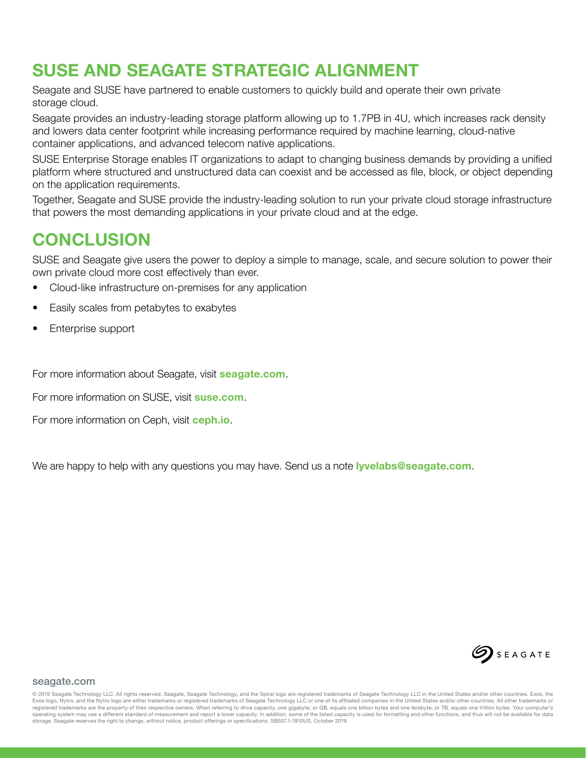## SUSE AND SEAGATE STRATEGIC ALIGNMENT

Seagate and SUSE have partnered to enable customers to quickly build and operate their own private storage cloud.

Seagate provides an industry-leading storage platform allowing up to 1.7PB in 4U, which increases rack density and lowers data center footprint while increasing performance required by machine learning, cloud-native container applications, and advanced telecom native applications.

SUSE Enterprise Storage enables IT organizations to adapt to changing business demands by providing a unified platform where structured and unstructured data can coexist and be accessed as file, block, or object depending on the application requirements.

Together, Seagate and SUSE provide the industry-leading solution to run your private cloud storage infrastructure that powers the most demanding applications in your private cloud and at the edge.

## CONCLUSION

SUSE and Seagate give users the power to deploy a simple to manage, scale, and secure solution to power their own private cloud more cost effectively than ever.

- Cloud-like infrastructure on-premises for any application
- Easily scales from petabytes to exabytes
- Enterprise support

For more information about Seagate, visit **seagate.com**.

For more information on SUSE, visit **suse.com**.

For more information on Ceph, visit **ceph.io**.

We are happy to help with any questions you may have. Send us a note **lyvelabs@seagate.com**.

SEAGATE

seagate.com

© 2019 Seagate Technology LLC. All rights reserved. Seagate, Seagate Technology, and the Spiral logo are registered trademarks of Seagate Technology LLC in the United States and/or other countries. Exos, the Exos logo, Nytro, and the Nytro logo are either trademarks or registered trademarks of Seagate Technology LLC or one of its affiliated companies in the United States and/or other countries. All other trademarks or registered trademarks are the property of their respective owners. When referring to drive capacity, one gigabyte, or GB, equals one billion bytes and one terabyte, or TB, equals one trillion bytes. Your computer's operating system may use a different standard of measurement and report a lower capacity. In addition, some of the listed capacity is used for formatting and other functions, and thus will not be available for data storage. Seagate reserves the right to change, without notice, product offerings or specifications. SB507.1-1910US, October 2019